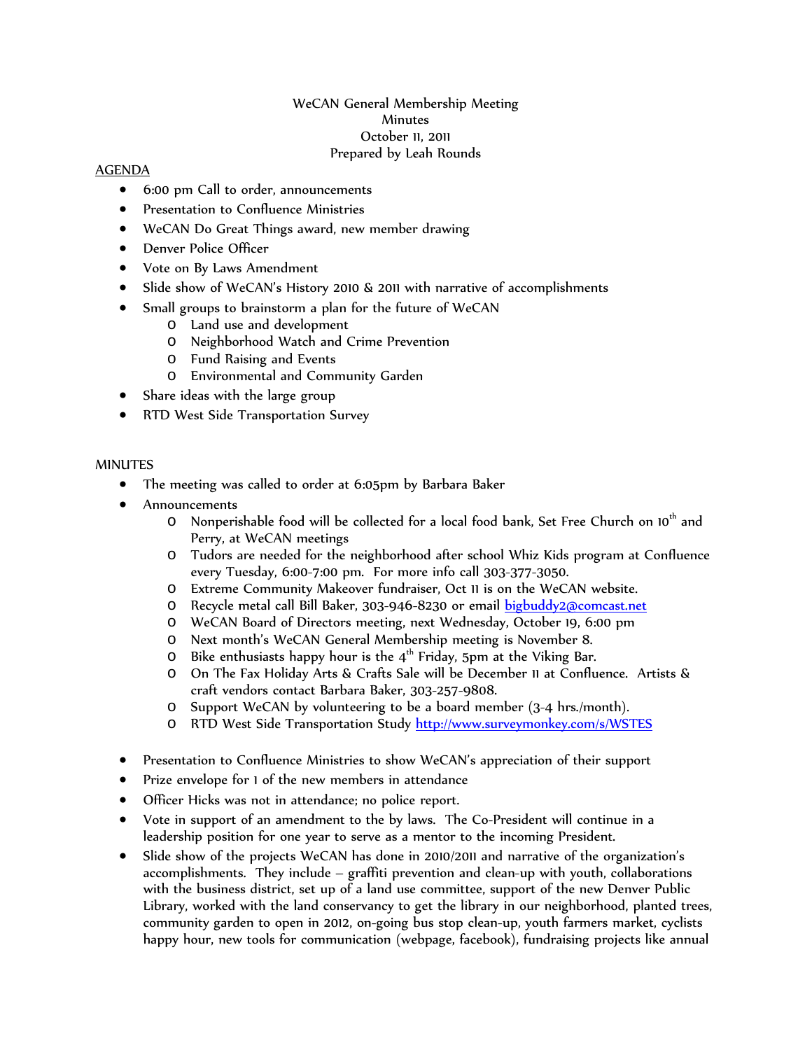WeCAN General Membership Meeting
Minutes
October 11, 2011
Prepared by Leah Rounds

AGENDA

- 6:00 pm Call to order, announcements
- Presentation to Confluence Ministries
- WeCAN Do Great Things award, new member drawing
- Denver Police Officer
- Vote on By Laws Amendment
- Slide show of WeCAN's History 2010 & 2011 with narrative of accomplishments
- Small groups to brainstorm a plan for the future of WeCAN
    - Land use and development
    - Neighborhood Watch and Crime Prevention
    - Fund Raising and Events
    - Environmental and Community Garden
- Share ideas with the large group
- RTD West Side Transportation Survey

MINUTES

- The meeting was called to order at 6:05pm by Barbara Baker
- Announcements
    - Nonperishable food will be collected for a local food bank, Set Free Church on 10th and Perry, at WeCAN meetings
    - Tudors are needed for the neighborhood after school Whiz Kids program at Confluence every Tuesday, 6:00-7:00 pm. For more info call 303-377-3050.
    - Extreme Community Makeover fundraiser, Oct 11 is on the WeCAN website.
    - Recycle metal call Bill Baker, 303-946-8230 or email bigbuddy2@comcast.net
    - WeCAN Board of Directors meeting, next Wednesday, October 19, 6:00 pm
    - Next month's WeCAN General Membership meeting is November 8.
    - Bike enthusiasts happy hour is the 4th Friday, 5pm at the Viking Bar.
    - On The Fax Holiday Arts & Crafts Sale will be December 11 at Confluence. Artists & craft vendors contact Barbara Baker, 303-257-9808.
    - Support WeCAN by volunteering to be a board member (3-4 hrs./month).
    - RTD West Side Transportation Study http://www.surveymonkey.com/s/WSTES

- Presentation to Confluence Ministries to show WeCAN's appreciation of their support
- Prize envelope for 1 of the new members in attendance
- Officer Hicks was not in attendance; no police report.
- Vote in support of an amendment to the by laws. The Co-President will continue in a leadership position for one year to serve as a mentor to the incoming President.
- Slide show of the projects WeCAN has done in 2010/2011 and narrative of the organization's accomplishments. They include – graffiti prevention and clean-up with youth, collaborations with the business district, set up of a land use committee, support of the new Denver Public Library, worked with the land conservancy to get the library in our neighborhood, planted trees, community garden to open in 2012, on-going bus stop clean-up, youth farmers market, cyclists happy hour, new tools for communication (webpage, facebook), fundraising projects like annual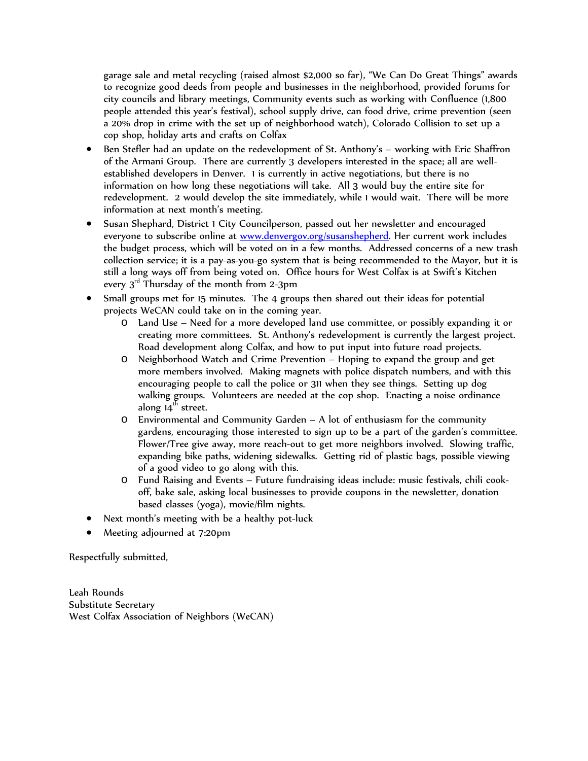garage sale and metal recycling (raised almost $2,000 so far), "We Can Do Great Things" awards to recognize good deeds from people and businesses in the neighborhood, provided forums for city councils and library meetings, Community events such as working with Confluence (1,800 people attended this year's festival), school supply drive, can food drive, crime prevention (seen a 20% drop in crime with the set up of neighborhood watch), Colorado Collision to set up a cop shop, holiday arts and crafts on Colfax

- Ben Stefler had an update on the redevelopment of St. Anthony's – working with Eric Shaffron of the Armani Group. There are currently 3 developers interested in the space; all are well-established developers in Denver. 1 is currently in active negotiations, but there is no information on how long these negotiations will take. All 3 would buy the entire site for redevelopment. 2 would develop the site immediately, while 1 would wait. There will be more information at next month's meeting.
- Susan Shephard, District 1 City Councilperson, passed out her newsletter and encouraged everyone to subscribe online at [www.denvergov.org/susanshepherd](http://www.denvergov.org/susanshepherd). Her current work includes the budget process, which will be voted on in a few months. Addressed concerns of a new trash collection service; it is a pay-as-you-go system that is being recommended to the Mayor, but it is still a long ways off from being voted on. Office hours for West Colfax is at Swift's Kitchen every 3rd Thursday of the month from 2-3pm
- Small groups met for 15 minutes. The 4 groups then shared out their ideas for potential projects WeCAN could take on in the coming year.
  - Land Use – Need for a more developed land use committee, or possibly expanding it or creating more committees. St. Anthony's redevelopment is currently the largest project. Road development along Colfax, and how to put input into future road projects.
  - Neighborhood Watch and Crime Prevention – Hoping to expand the group and get more members involved. Making magnets with police dispatch numbers, and with this encouraging people to call the police or 311 when they see things. Setting up dog walking groups. Volunteers are needed at the cop shop. Enacting a noise ordinance along 14th street.
  - Environmental and Community Garden – A lot of enthusiasm for the community gardens, encouraging those interested to sign up to be a part of the garden's committee. Flower/Tree give away, more reach-out to get more neighbors involved. Slowing traffic, expanding bike paths, widening sidewalks. Getting rid of plastic bags, possible viewing of a good video to go along with this.
  - Fund Raising and Events – Future fundraising ideas include: music festivals, chili cook-off, bake sale, asking local businesses to provide coupons in the newsletter, donation based classes (yoga), movie/film nights.
- Next month's meeting with be a healthy pot-luck
- Meeting adjourned at 7:20pm

Respectfully submitted,

Leah Rounds
Substitute Secretary
West Colfax Association of Neighbors (WeCAN)